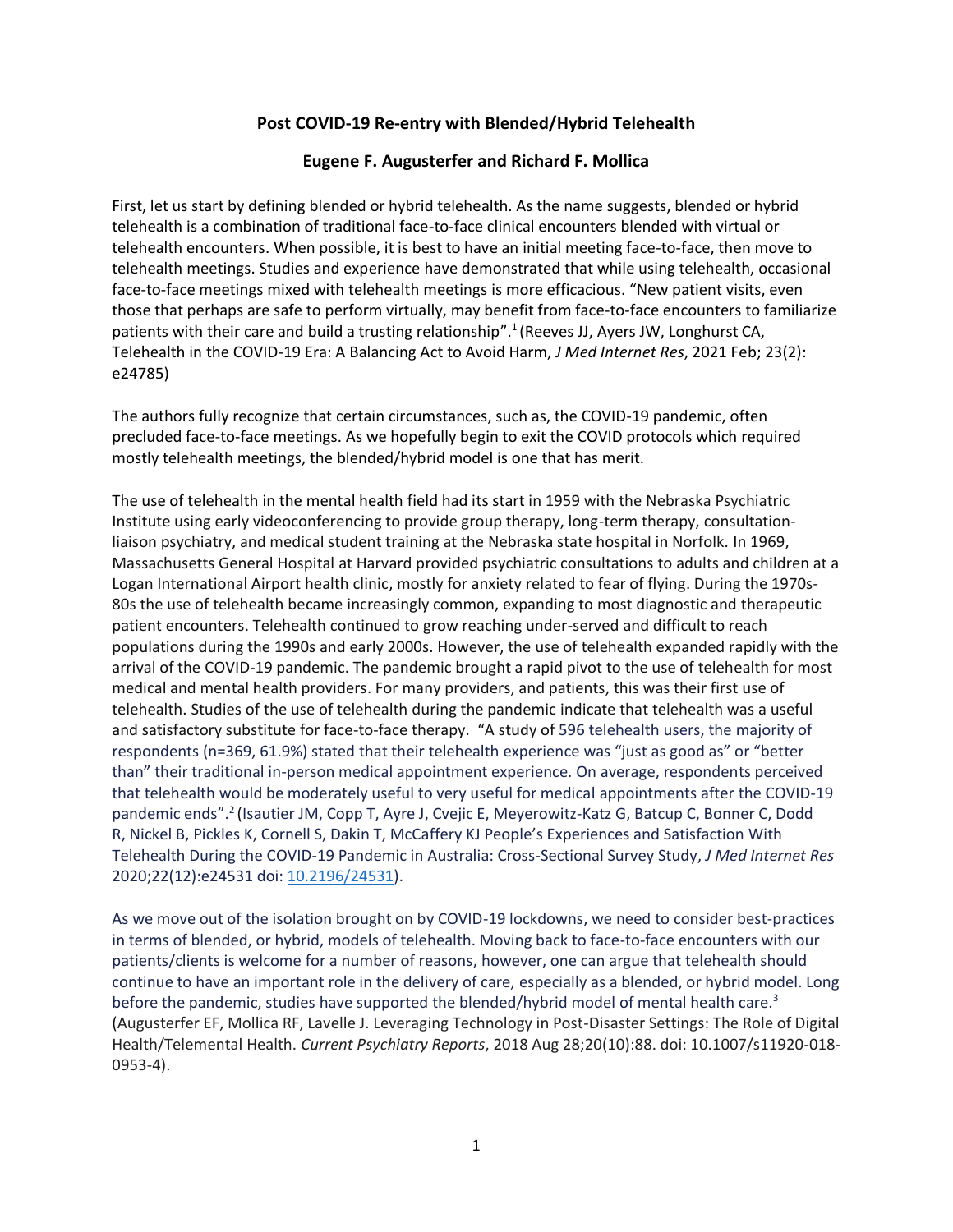# Post COVID-19 Re-entry with Blended/Hybrid Telehealth

**Eugene F. Augusterfer and Richard F. Mollica**

First, let us start by defining blended or hybrid telehealth. As the name suggests, blended or hybrid telehealth is a combination of traditional face-to-face clinical encounters blended with virtual or telehealth encounters. When possible, it is best to have an initial meeting face-to-face, then move to telehealth meetings. Studies and experience have demonstrated that while using telehealth, occasional face-to-face meetings mixed with telehealth meetings is more efficacious. "New patient visits, even those that perhaps are safe to perform virtually, may benefit from face-to-face encounters to familiarize patients with their care and build a trusting relationship".[1] (Reeves JJ, Ayers JW, Longhurst CA, Telehealth in the COVID-19 Era: A Balancing Act to Avoid Harm, *J Med Internet Res*, 2021 Feb; 23(2): e24785)

The authors fully recognize that certain circumstances, such as, the COVID-19 pandemic, often precluded face-to-face meetings. As we hopefully begin to exit the COVID protocols which required mostly telehealth meetings, the blended/hybrid model is one that has merit.

The use of telehealth in the mental health field had its start in 1959 with the Nebraska Psychiatric Institute using early videoconferencing to provide group therapy, long-term therapy, consultation-liaison psychiatry, and medical student training at the Nebraska state hospital in Norfolk. In 1969, Massachusetts General Hospital at Harvard provided psychiatric consultations to adults and children at a Logan International Airport health clinic, mostly for anxiety related to fear of flying. During the 1970s-80s the use of telehealth became increasingly common, expanding to most diagnostic and therapeutic patient encounters. Telehealth continued to grow reaching under-served and difficult to reach populations during the 1990s and early 2000s. However, the use of telehealth expanded rapidly with the arrival of the COVID-19 pandemic. The pandemic brought a rapid pivot to the use of telehealth for most medical and mental health providers. For many providers, and patients, this was their first use of telehealth. Studies of the use of telehealth during the pandemic indicate that telehealth was a useful and satisfactory substitute for face-to-face therapy. "A study of 596 telehealth users, the majority of respondents (n=369, 61.9%) stated that their telehealth experience was "just as good as" or "better than" their traditional in-person medical appointment experience. On average, respondents perceived that telehealth would be moderately useful to very useful for medical appointments after the COVID-19 pandemic ends".[2] (Isautier JM, Copp T, Ayre J, Cvejic E, Meyerowitz-Katz G, Batcup C, Bonner C, Dodd R, Nickel B, Pickles K, Cornell S, Dakin T, McCaffery KJ People's Experiences and Satisfaction With Telehealth During the COVID-19 Pandemic in Australia: Cross-Sectional Survey Study, *J Med Internet Res* 2020;22(12):e24531 doi: 10.2196/24531).

As we move out of the isolation brought on by COVID-19 lockdowns, we need to consider best-practices in terms of blended, or hybrid, models of telehealth. Moving back to face-to-face encounters with our patients/clients is welcome for a number of reasons, however, one can argue that telehealth should continue to have an important role in the delivery of care, especially as a blended, or hybrid model. Long before the pandemic, studies have supported the blended/hybrid model of mental health care.[3] (Augusterfer EF, Mollica RF, Lavelle J. Leveraging Technology in Post-Disaster Settings: The Role of Digital Health/Telemental Health. *Current Psychiatry Reports*, 2018 Aug 28;20(10):88. doi: 10.1007/s11920-018-0953-4).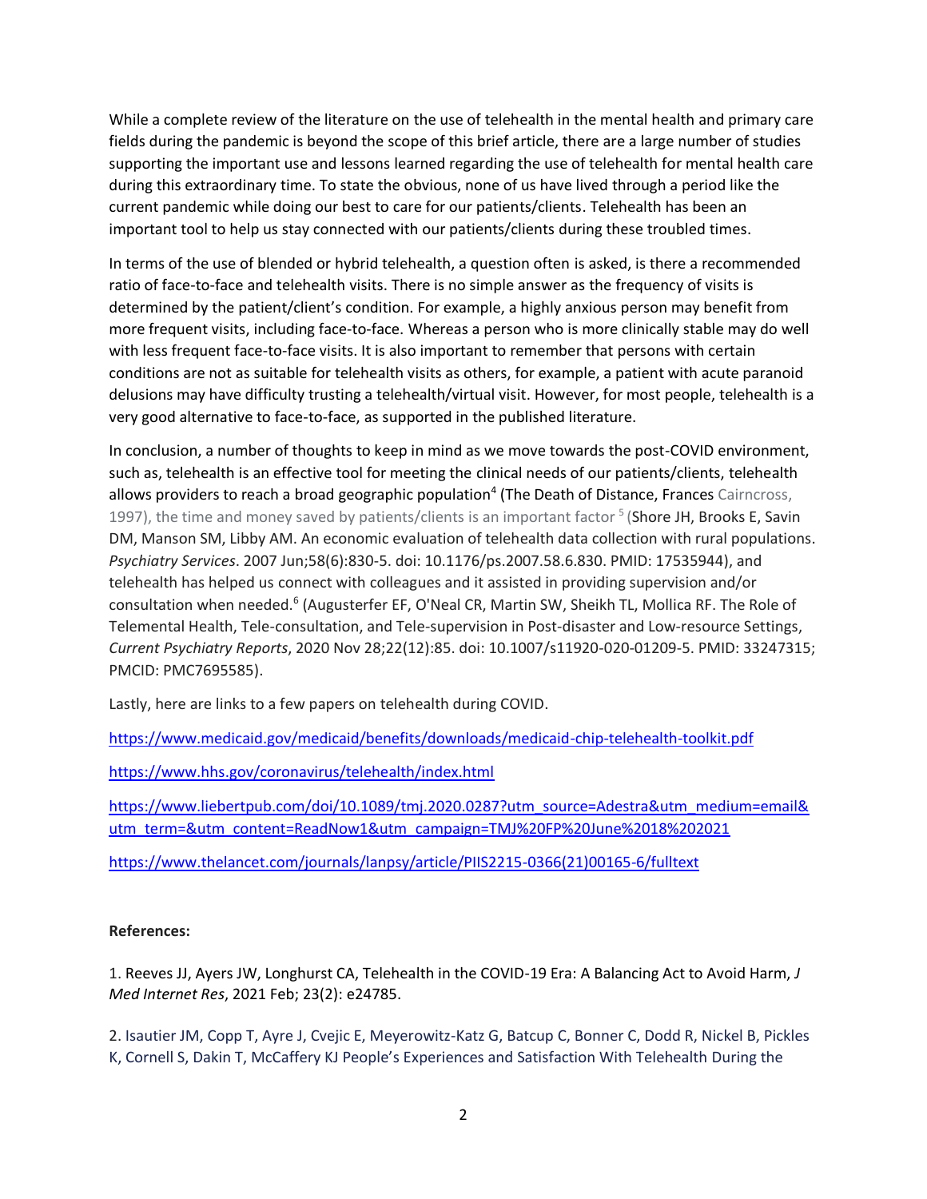While a complete review of the literature on the use of telehealth in the mental health and primary care fields during the pandemic is beyond the scope of this brief article, there are a large number of studies supporting the important use and lessons learned regarding the use of telehealth for mental health care during this extraordinary time. To state the obvious, none of us have lived through a period like the current pandemic while doing our best to care for our patients/clients. Telehealth has been an important tool to help us stay connected with our patients/clients during these troubled times.

In terms of the use of blended or hybrid telehealth, a question often is asked, is there a recommended ratio of face-to-face and telehealth visits. There is no simple answer as the frequency of visits is determined by the patient/client's condition. For example, a highly anxious person may benefit from more frequent visits, including face-to-face. Whereas a person who is more clinically stable may do well with less frequent face-to-face visits. It is also important to remember that persons with certain conditions are not as suitable for telehealth visits as others, for example, a patient with acute paranoid delusions may have difficulty trusting a telehealth/virtual visit. However, for most people, telehealth is a very good alternative to face-to-face, as supported in the published literature.

In conclusion, a number of thoughts to keep in mind as we move towards the post-COVID environment, such as, telehealth is an effective tool for meeting the clinical needs of our patients/clients, telehealth allows providers to reach a broad geographic population[4] (The Death of Distance, Frances Cairncross, 1997), the time and money saved by patients/clients is an important factor [5] (Shore JH, Brooks E, Savin DM, Manson SM, Libby AM. An economic evaluation of telehealth data collection with rural populations. *Psychiatry Services*. 2007 Jun;58(6):830-5. doi: 10.1176/ps.2007.58.6.830. PMID: 17535944), and telehealth has helped us connect with colleagues and it assisted in providing supervision and/or consultation when needed.[6] (Augusterfer EF, O'Neal CR, Martin SW, Sheikh TL, Mollica RF. The Role of Telemental Health, Tele-consultation, and Tele-supervision in Post-disaster and Low-resource Settings, *Current Psychiatry Reports*, 2020 Nov 28;22(12):85. doi: 10.1007/s11920-020-01209-5. PMID: 33247315; PMCID: PMC7695585).

Lastly, here are links to a few papers on telehealth during COVID.

https://www.medicaid.gov/medicaid/benefits/downloads/medicaid-chip-telehealth-toolkit.pdf

https://www.hhs.gov/coronavirus/telehealth/index.html

https://www.liebertpub.com/doi/10.1089/tmj.2020.0287?utm_source=Adestra&utm_medium=email&utm_term=&utm_content=ReadNow1&utm_campaign=TMJ%20FP%20June%2018%202021

https://www.thelancet.com/journals/lanpsy/article/PIIS2215-0366(21)00165-6/fulltext

**References:**

1. Reeves JJ, Ayers JW, Longhurst CA, Telehealth in the COVID-19 Era: A Balancing Act to Avoid Harm, *J Med Internet Res*, 2021 Feb; 23(2): e24785.

2. Isautier JM, Copp T, Ayre J, Cvejic E, Meyerowitz-Katz G, Batcup C, Bonner C, Dodd R, Nickel B, Pickles K, Cornell S, Dakin T, McCaffery KJ People's Experiences and Satisfaction With Telehealth During the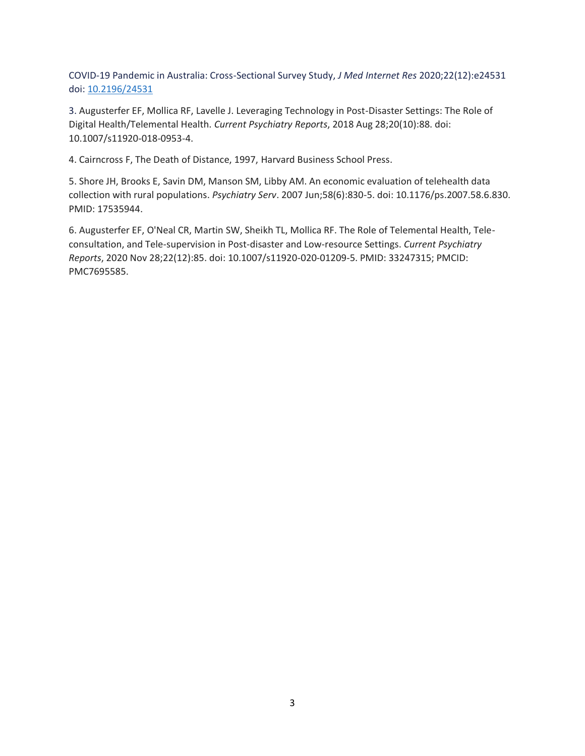COVID-19 Pandemic in Australia: Cross-Sectional Survey Study, *J Med Internet Res* 2020;22(12):e24531 doi: [10.2196/24531](https://doi.org/10.2196/24531)

3. Augusterfer EF, Mollica RF, Lavelle J. Leveraging Technology in Post-Disaster Settings: The Role of Digital Health/Telemental Health. *Current Psychiatry Reports*, 2018 Aug 28;20(10):88. doi: 10.1007/s11920-018-0953-4.

4. Cairncross F, The Death of Distance, 1997, Harvard Business School Press.

5. Shore JH, Brooks E, Savin DM, Manson SM, Libby AM. An economic evaluation of telehealth data collection with rural populations. *Psychiatry Serv*. 2007 Jun;58(6):830-5. doi: 10.1176/ps.2007.58.6.830. PMID: 17535944.

6. Augusterfer EF, O'Neal CR, Martin SW, Sheikh TL, Mollica RF. The Role of Telemental Health, Tele-consultation, and Tele-supervision in Post-disaster and Low-resource Settings. *Current Psychiatry Reports*, 2020 Nov 28;22(12):85. doi: 10.1007/s11920-020-01209-5. PMID: 33247315; PMCID: PMC7695585.